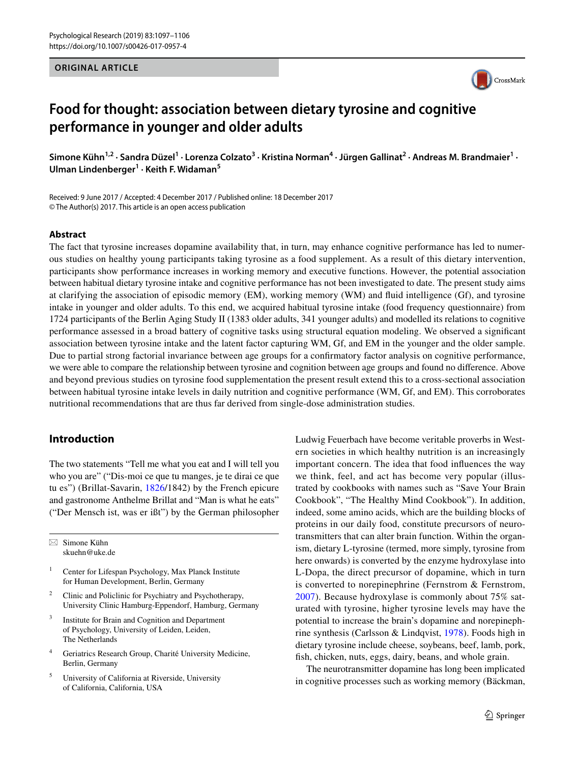ORIGINAL ARTICLE

# Food for thought: association between dietary tyrosine and cognitive performance in younger and older adults

**Simone Kühn[1,2] · Sandra Düzel[1] · Lorenza Colzato[3] · Kristina Norman[4] · Jürgen Gallinat[2] · Andreas M. Brandmaier[1] · Ulman Lindenberger[1] · Keith F. Widaman[5]**

Received: 9 June 2017 / Accepted: 4 December 2017 / Published online: 18 December 2017
© The Author(s) 2017. This article is an open access publication

## Abstract

The fact that tyrosine increases dopamine availability that, in turn, may enhance cognitive performance has led to numerous studies on healthy young participants taking tyrosine as a food supplement. As a result of this dietary intervention, participants show performance increases in working memory and executive functions. However, the potential association between habitual dietary tyrosine intake and cognitive performance has not been investigated to date. The present study aims at clarifying the association of episodic memory (EM), working memory (WM) and fluid intelligence (Gf), and tyrosine intake in younger and older adults. To this end, we acquired habitual tyrosine intake (food frequency questionnaire) from 1724 participants of the Berlin Aging Study II (1383 older adults, 341 younger adults) and modelled its relations to cognitive performance assessed in a broad battery of cognitive tasks using structural equation modeling. We observed a significant association between tyrosine intake and the latent factor capturing WM, Gf, and EM in the younger and the older sample. Due to partial strong factorial invariance between age groups for a confirmatory factor analysis on cognitive performance, we were able to compare the relationship between tyrosine and cognition between age groups and found no difference. Above and beyond previous studies on tyrosine food supplementation the present result extend this to a cross-sectional association between habitual tyrosine intake levels in daily nutrition and cognitive performance (WM, Gf, and EM). This corroborates nutritional recommendations that are thus far derived from single-dose administration studies.

## Introduction

The two statements "Tell me what you eat and I will tell you who you are" ("Dis-moi ce que tu manges, je te dirai ce que tu es") (Brillat-Savarin, 1826/1842) by the French epicure and gastronome Anthelme Brillat and "Man is what he eats" ("Der Mensch ist, was er ißt") by the German philosopher Ludwig Feuerbach have become veritable proverbs in Western societies in which healthy nutrition is an increasingly important concern. The idea that food influences the way we think, feel, and act has become very popular (illustrated by cookbooks with names such as "Save Your Brain Cookbook", "The Healthy Mind Cookbook"). In addition, indeed, some amino acids, which are the building blocks of proteins in our daily food, constitute precursors of neurotransmitters that can alter brain function. Within the organism, dietary L-tyrosine (termed, more simply, tyrosine from here onwards) is converted by the enzyme hydroxylase into L-Dopa, the direct precursor of dopamine, which in turn is converted to norepinephrine (Fernstrom & Fernstrom, 2007). Because hydroxylase is commonly about 75% saturated with tyrosine, higher tyrosine levels may have the potential to increase the brain's dopamine and norepinephrine synthesis (Carlsson & Lindqvist, 1978). Foods high in dietary tyrosine include cheese, soybeans, beef, lamb, pork, fish, chicken, nuts, eggs, dairy, beans, and whole grain.

The neurotransmitter dopamine has long been implicated in cognitive processes such as working memory (Bäckman,

✉ Simone Kühn
skuehn@uke.de

1 Center for Lifespan Psychology, Max Planck Institute for Human Development, Berlin, Germany

2 Clinic and Policlinic for Psychiatry and Psychotherapy, University Clinic Hamburg-Eppendorf, Hamburg, Germany

3 Institute for Brain and Cognition and Department of Psychology, University of Leiden, Leiden, The Netherlands

4 Geriatrics Research Group, Charité University Medicine, Berlin, Germany

5 University of California at Riverside, University of California, California, USA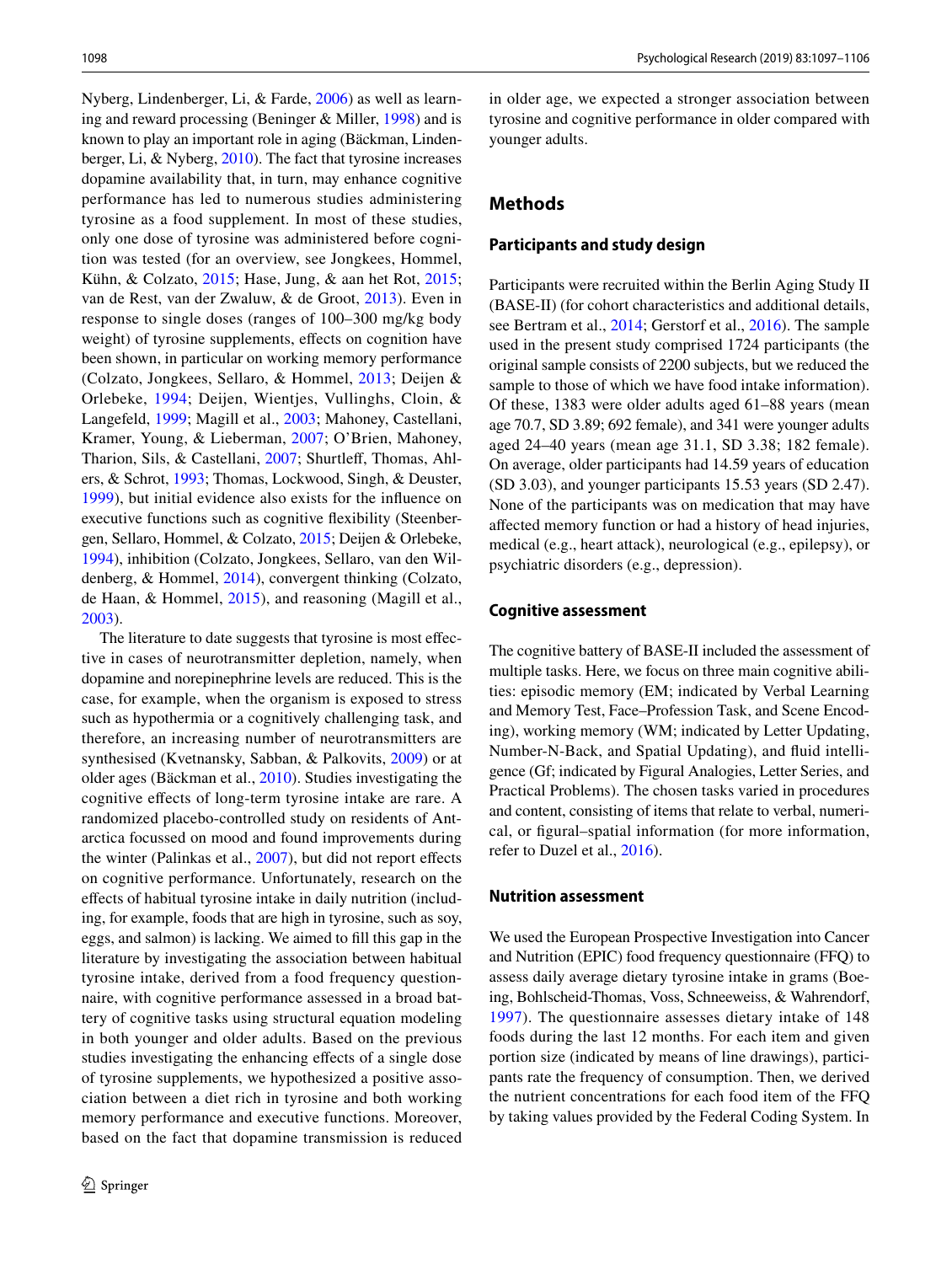Nyberg, Lindenberger, Li, & Farde, 2006) as well as learning and reward processing (Beninger & Miller, 1998) and is known to play an important role in aging (Bäckman, Lindenberger, Li, & Nyberg, 2010). The fact that tyrosine increases dopamine availability that, in turn, may enhance cognitive performance has led to numerous studies administering tyrosine as a food supplement. In most of these studies, only one dose of tyrosine was administered before cognition was tested (for an overview, see Jongkees, Hommel, Kühn, & Colzato, 2015; Hase, Jung, & aan het Rot, 2015; van de Rest, van der Zwaluw, & de Groot, 2013). Even in response to single doses (ranges of 100–300 mg/kg body weight) of tyrosine supplements, effects on cognition have been shown, in particular on working memory performance (Colzato, Jongkees, Sellaro, & Hommel, 2013; Deijen & Orlebeke, 1994; Deijen, Wientjes, Vullinghs, Cloin, & Langefeld, 1999; Magill et al., 2003; Mahoney, Castellani, Kramer, Young, & Lieberman, 2007; O'Brien, Mahoney, Tharion, Sils, & Castellani, 2007; Shurtleff, Thomas, Ahlers, & Schrot, 1993; Thomas, Lockwood, Singh, & Deuster, 1999), but initial evidence also exists for the influence on executive functions such as cognitive flexibility (Steenbergen, Sellaro, Hommel, & Colzato, 2015; Deijen & Orlebeke, 1994), inhibition (Colzato, Jongkees, Sellaro, van den Wildenberg, & Hommel, 2014), convergent thinking (Colzato, de Haan, & Hommel, 2015), and reasoning (Magill et al., 2003).

The literature to date suggests that tyrosine is most effective in cases of neurotransmitter depletion, namely, when dopamine and norepinephrine levels are reduced. This is the case, for example, when the organism is exposed to stress such as hypothermia or a cognitively challenging task, and therefore, an increasing number of neurotransmitters are synthesised (Kvetnansky, Sabban, & Palkovits, 2009) or at older ages (Bäckman et al., 2010). Studies investigating the cognitive effects of long-term tyrosine intake are rare. A randomized placebo-controlled study on residents of Antarctica focussed on mood and found improvements during the winter (Palinkas et al., 2007), but did not report effects on cognitive performance. Unfortunately, research on the effects of habitual tyrosine intake in daily nutrition (including, for example, foods that are high in tyrosine, such as soy, eggs, and salmon) is lacking. We aimed to fill this gap in the literature by investigating the association between habitual tyrosine intake, derived from a food frequency questionnaire, with cognitive performance assessed in a broad battery of cognitive tasks using structural equation modeling in both younger and older adults. Based on the previous studies investigating the enhancing effects of a single dose of tyrosine supplements, we hypothesized a positive association between a diet rich in tyrosine and both working memory performance and executive functions. Moreover, based on the fact that dopamine transmission is reduced in older age, we expected a stronger association between tyrosine and cognitive performance in older compared with younger adults.

## Methods

### Participants and study design

Participants were recruited within the Berlin Aging Study II (BASE-II) (for cohort characteristics and additional details, see Bertram et al., 2014; Gerstorf et al., 2016). The sample used in the present study comprised 1724 participants (the original sample consists of 2200 subjects, but we reduced the sample to those of which we have food intake information). Of these, 1383 were older adults aged 61–88 years (mean age 70.7, SD 3.89; 692 female), and 341 were younger adults aged 24–40 years (mean age 31.1, SD 3.38; 182 female). On average, older participants had 14.59 years of education (SD 3.03), and younger participants 15.53 years (SD 2.47). None of the participants was on medication that may have affected memory function or had a history of head injuries, medical (e.g., heart attack), neurological (e.g., epilepsy), or psychiatric disorders (e.g., depression).

### Cognitive assessment

The cognitive battery of BASE-II included the assessment of multiple tasks. Here, we focus on three main cognitive abilities: episodic memory (EM; indicated by Verbal Learning and Memory Test, Face–Profession Task, and Scene Encoding), working memory (WM; indicated by Letter Updating, Number-N-Back, and Spatial Updating), and fluid intelligence (Gf; indicated by Figural Analogies, Letter Series, and Practical Problems). The chosen tasks varied in procedures and content, consisting of items that relate to verbal, numerical, or figural–spatial information (for more information, refer to Duzel et al., 2016).

### Nutrition assessment

We used the European Prospective Investigation into Cancer and Nutrition (EPIC) food frequency questionnaire (FFQ) to assess daily average dietary tyrosine intake in grams (Boeing, Bohlscheid-Thomas, Voss, Schneeweiss, & Wahrendorf, 1997). The questionnaire assesses dietary intake of 148 foods during the last 12 months. For each item and given portion size (indicated by means of line drawings), participants rate the frequency of consumption. Then, we derived the nutrient concentrations for each food item of the FFQ by taking values provided by the Federal Coding System. In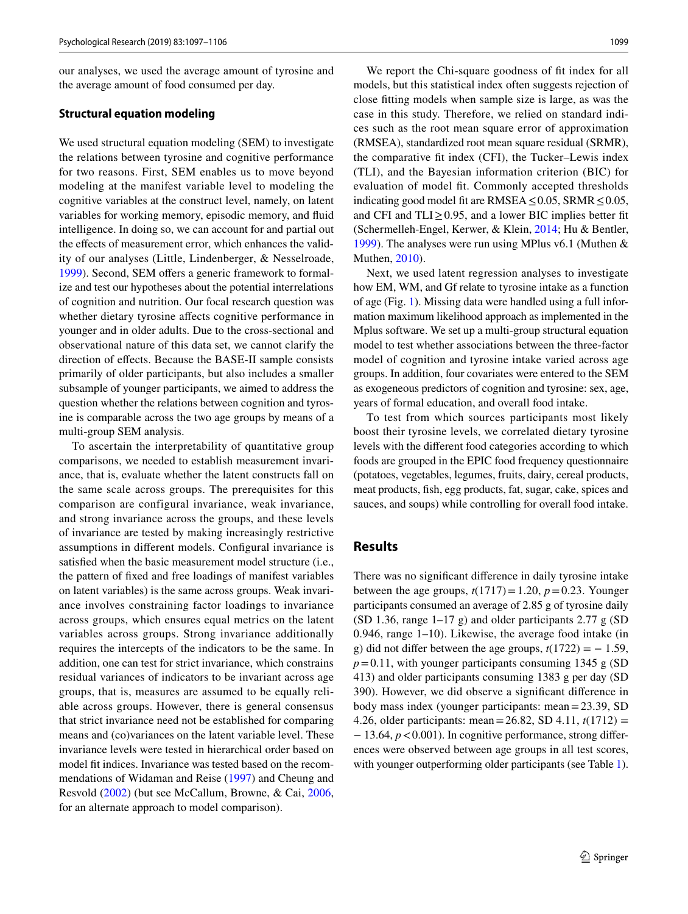our analyses, we used the average amount of tyrosine and the average amount of food consumed per day.

### Structural equation modeling

We used structural equation modeling (SEM) to investigate the relations between tyrosine and cognitive performance for two reasons. First, SEM enables us to move beyond modeling at the manifest variable level to modeling the cognitive variables at the construct level, namely, on latent variables for working memory, episodic memory, and fluid intelligence. In doing so, we can account for and partial out the effects of measurement error, which enhances the validity of our analyses (Little, Lindenberger, & Nesselroade, 1999). Second, SEM offers a generic framework to formalize and test our hypotheses about the potential interrelations of cognition and nutrition. Our focal research question was whether dietary tyrosine affects cognitive performance in younger and in older adults. Due to the cross-sectional and observational nature of this data set, we cannot clarify the direction of effects. Because the BASE-II sample consists primarily of older participants, but also includes a smaller subsample of younger participants, we aimed to address the question whether the relations between cognition and tyrosine is comparable across the two age groups by means of a multi-group SEM analysis.

To ascertain the interpretability of quantitative group comparisons, we needed to establish measurement invariance, that is, evaluate whether the latent constructs fall on the same scale across groups. The prerequisites for this comparison are configural invariance, weak invariance, and strong invariance across the groups, and these levels of invariance are tested by making increasingly restrictive assumptions in different models. Configural invariance is satisfied when the basic measurement model structure (i.e., the pattern of fixed and free loadings of manifest variables on latent variables) is the same across groups. Weak invariance involves constraining factor loadings to invariance across groups, which ensures equal metrics on the latent variables across groups. Strong invariance additionally requires the intercepts of the indicators to be the same. In addition, one can test for strict invariance, which constrains residual variances of indicators to be invariant across age groups, that is, measures are assumed to be equally reliable across groups. However, there is general consensus that strict invariance need not be established for comparing means and (co)variances on the latent variable level. These invariance levels were tested in hierarchical order based on model fit indices. Invariance was tested based on the recommendations of Widaman and Reise (1997) and Cheung and Resvold (2002) (but see McCallum, Browne, & Cai, 2006, for an alternate approach to model comparison).

We report the Chi-square goodness of fit index for all models, but this statistical index often suggests rejection of close fitting models when sample size is large, as was the case in this study. Therefore, we relied on standard indices such as the root mean square error of approximation (RMSEA), standardized root mean square residual (SRMR), the comparative fit index (CFI), the Tucker–Lewis index (TLI), and the Bayesian information criterion (BIC) for evaluation of model fit. Commonly accepted thresholds indicating good model fit are RMSEA $\leq 0.05$, SRMR $\leq 0.05$, and CFI and TLI $\geq 0.95$, and a lower BIC implies better fit (Schermelleh-Engel, Kerwer, & Klein, 2014; Hu & Bentler, 1999). The analyses were run using MPlus v6.1 (Muthen & Muthen, 2010).

Next, we used latent regression analyses to investigate how EM, WM, and Gf relate to tyrosine intake as a function of age (Fig. 1). Missing data were handled using a full information maximum likelihood approach as implemented in the Mplus software. We set up a multi-group structural equation model to test whether associations between the three-factor model of cognition and tyrosine intake varied across age groups. In addition, four covariates were entered to the SEM as exogeneous predictors of cognition and tyrosine: sex, age, years of formal education, and overall food intake.

To test from which sources participants most likely boost their tyrosine levels, we correlated dietary tyrosine levels with the different food categories according to which foods are grouped in the EPIC food frequency questionnaire (potatoes, vegetables, legumes, fruits, dairy, cereal products, meat products, fish, egg products, fat, sugar, cake, spices and sauces, and soups) while controlling for overall food intake.

## Results

There was no significant difference in daily tyrosine intake between the age groups, $t(1717) = 1.20$, $p = 0.23$. Younger participants consumed an average of 2.85 g of tyrosine daily (SD 1.36, range 1–17 g) and older participants 2.77 g (SD 0.946, range 1–10). Likewise, the average food intake (in g) did not differ between the age groups, $t(1722) = -1.59$, $p = 0.11$, with younger participants consuming 1345 g (SD 413) and older participants consuming 1383 g per day (SD 390). However, we did observe a significant difference in body mass index (younger participants: mean = 23.39, SD 4.26, older participants: mean = 26.82, SD 4.11, $t(1712) = -13.64$, $p < 0.001$). In cognitive performance, strong differences were observed between age groups in all test scores, with younger outperforming older participants (see Table 1).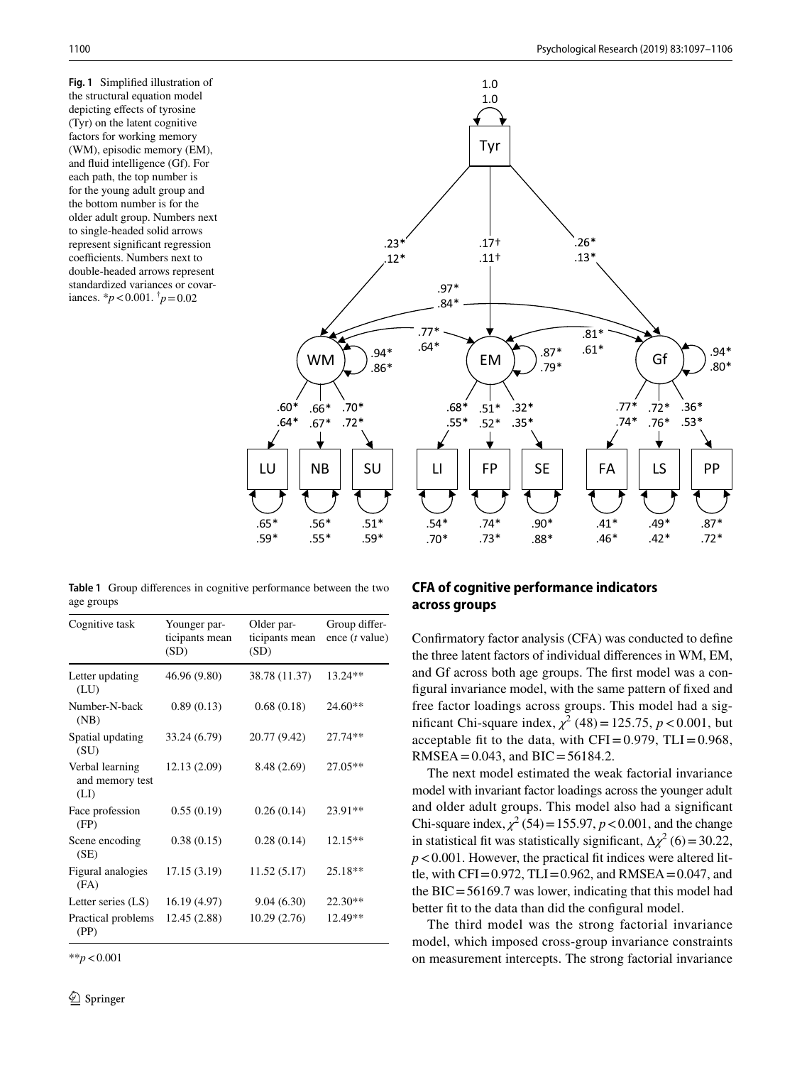**Fig. 1** Simplified illustration of the structural equation model depicting effects of tyrosine (Tyr) on the latent cognitive factors for working memory (WM), episodic memory (EM), and fluid intelligence (Gf). For each path, the top number is for the young adult group and the bottom number is for the older adult group. Numbers next to single-headed solid arrows represent significant regression coefficients. Numbers next to double-headed arrows represent standardized variances or covariances. *$p < 0.001$. †$p = 0.02$

**Table 1** Group differences in cognitive performance between the two age groups

| Cognitive task | Younger participants mean (SD) | Older participants mean (SD) | Group difference (*t* value) |
|---|---|---|---|
| Letter updating (LU) | 46.96 (9.80) | 38.78 (11.37) | 13.24** |
| Number-N-back (NB) | 0.89 (0.13) | 0.68 (0.18) | 24.60** |
| Spatial updating (SU) | 33.24 (6.79) | 20.77 (9.42) | 27.74** |
| Verbal learning and memory test (LI) | 12.13 (2.09) | 8.48 (2.69) | 27.05** |
| Face profession (FP) | 0.55 (0.19) | 0.26 (0.14) | 23.91** |
| Scene encoding (SE) | 0.38 (0.15) | 0.28 (0.14) | 12.15** |
| Figural analogies (FA) | 17.15 (3.19) | 11.52 (5.17) | 25.18** |
| Letter series (LS) | 16.19 (4.97) | 9.04 (6.30) | 22.30** |
| Practical problems (PP) | 12.45 (2.88) | 10.29 (2.76) | 12.49** |

**$p < 0.001$

## CFA of cognitive performance indicators across groups

Confirmatory factor analysis (CFA) was conducted to define the three latent factors of individual differences in WM, EM, and Gf across both age groups. The first model was a configural invariance model, with the same pattern of fixed and free factor loadings across groups. This model had a significant Chi-square index, $\chi^2$ (48) = 125.75, $p < 0.001$, but acceptable fit to the data, with CFI = 0.979, TLI = 0.968, RMSEA = 0.043, and BIC = 56184.2.

The next model estimated the weak factorial invariance model with invariant factor loadings across the younger adult and older adult groups. This model also had a significant Chi-square index, $\chi^2$ (54) = 155.97, $p < 0.001$, and the change in statistical fit was statistically significant, $\Delta\chi^2$ (6) = 30.22, $p < 0.001$. However, the practical fit indices were altered little, with CFI = 0.972, TLI = 0.962, and RMSEA = 0.047, and the BIC = 56169.7 was lower, indicating that this model had better fit to the data than did the configural model.

The third model was the strong factorial invariance model, which imposed cross-group invariance constraints on measurement intercepts. The strong factorial invariance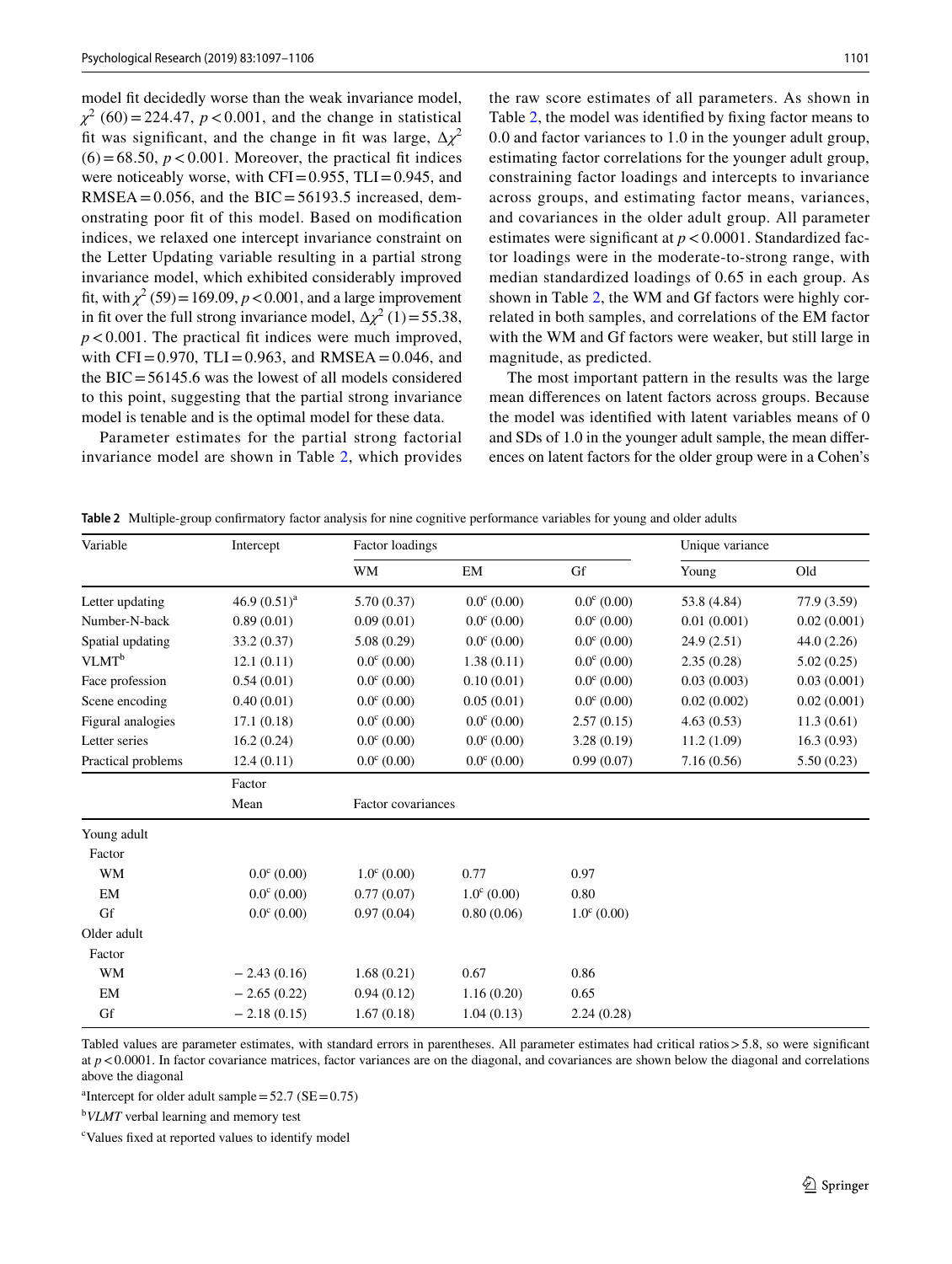model fit decidedly worse than the weak invariance model, $\chi^2$ (60) = 224.47, $p < 0.001$, and the change in statistical fit was significant, and the change in fit was large, $\Delta\chi^2$ (6) = 68.50, $p < 0.001$. Moreover, the practical fit indices were noticeably worse, with CFI = 0.955, TLI = 0.945, and RMSEA = 0.056, and the BIC = 56193.5 increased, demonstrating poor fit of this model. Based on modification indices, we relaxed one intercept invariance constraint on the Letter Updating variable resulting in a partial strong invariance model, which exhibited considerably improved fit, with $\chi^2$ (59) = 169.09, $p < 0.001$, and a large improvement in fit over the full strong invariance model, $\Delta\chi^2$ (1) = 55.38, $p < 0.001$. The practical fit indices were much improved, with CFI = 0.970, TLI = 0.963, and RMSEA = 0.046, and the BIC = 56145.6 was the lowest of all models considered to this point, suggesting that the partial strong invariance model is tenable and is the optimal model for these data.

Parameter estimates for the partial strong factorial invariance model are shown in Table 2, which provides the raw score estimates of all parameters. As shown in Table 2, the model was identified by fixing factor means to 0.0 and factor variances to 1.0 in the younger adult group, estimating factor correlations for the younger adult group, constraining factor loadings and intercepts to invariance across groups, and estimating factor means, variances, and covariances in the older adult group. All parameter estimates were significant at $p < 0.0001$. Standardized factor loadings were in the moderate-to-strong range, with median standardized loadings of 0.65 in each group. As shown in Table 2, the WM and Gf factors were highly correlated in both samples, and correlations of the EM factor with the WM and Gf factors were weaker, but still large in magnitude, as predicted.

The most important pattern in the results was the large mean differences on latent factors across groups. Because the model was identified with latent variables means of 0 and SDs of 1.0 in the younger adult sample, the mean differences on latent factors for the older group were in a Cohen's

**Table 2** Multiple-group confirmatory factor analysis for nine cognitive performance variables for young and older adults

| Variable | Intercept | Factor loadings | | | Unique variance | |
|---|---|---|---|---|---|---|
| | | WM | EM | Gf | Young | Old |
| Letter updating | 46.9 (0.51)[a] | 5.70 (0.37) | 0.0[c] (0.00) | 0.0[c] (0.00) | 53.8 (4.84) | 77.9 (3.59) |
| Number-N-back | 0.89 (0.01) | 0.09 (0.01) | 0.0[c] (0.00) | 0.0[c] (0.00) | 0.01 (0.001) | 0.02 (0.001) |
| Spatial updating | 33.2 (0.37) | 5.08 (0.29) | 0.0[c] (0.00) | 0.0[c] (0.00) | 24.9 (2.51) | 44.0 (2.26) |
| VLMT[b] | 12.1 (0.11) | 0.0[c] (0.00) | 1.38 (0.11) | 0.0[c] (0.00) | 2.35 (0.28) | 5.02 (0.25) |
| Face profession | 0.54 (0.01) | 0.0[c] (0.00) | 0.10 (0.01) | 0.0[c] (0.00) | 0.03 (0.003) | 0.03 (0.001) |
| Scene encoding | 0.40 (0.01) | 0.0[c] (0.00) | 0.05 (0.01) | 0.0[c] (0.00) | 0.02 (0.002) | 0.02 (0.001) |
| Figural analogies | 17.1 (0.18) | 0.0[c] (0.00) | 0.0[c] (0.00) | 2.57 (0.15) | 4.63 (0.53) | 11.3 (0.61) |
| Letter series | 16.2 (0.24) | 0.0[c] (0.00) | 0.0[c] (0.00) | 3.28 (0.19) | 11.2 (1.09) | 16.3 (0.93) |
| Practical problems | 12.4 (0.11) | 0.0[c] (0.00) | 0.0[c] (0.00) | 0.99 (0.07) | 7.16 (0.56) | 5.50 (0.23) |
| | Factor Mean | Factor covariances | | | | |
| Young adult | | | | | | |
| Factor | | | | | | |
| WM | 0.0[c] (0.00) | 1.0[c] (0.00) | 0.77 | 0.97 | | |
| EM | 0.0[c] (0.00) | 0.77 (0.07) | 1.0[c] (0.00) | 0.80 | | |
| Gf | 0.0[c] (0.00) | 0.97 (0.04) | 0.80 (0.06) | 1.0[c] (0.00) | | |
| Older adult | | | | | | |
| Factor | | | | | | |
| WM | − 2.43 (0.16) | 1.68 (0.21) | 0.67 | 0.86 | | |
| EM | − 2.65 (0.22) | 0.94 (0.12) | 1.16 (0.20) | 0.65 | | |
| Gf | − 2.18 (0.15) | 1.67 (0.18) | 1.04 (0.13) | 2.24 (0.28) | | |

Tabled values are parameter estimates, with standard errors in parentheses. All parameter estimates had critical ratios > 5.8, so were significant at $p < 0.0001$. In factor covariance matrices, factor variances are on the diagonal, and covariances are shown below the diagonal and correlations above the diagonal

[a]Intercept for older adult sample = 52.7 (SE = 0.75)

[b]*VLMT* verbal learning and memory test

[c]Values fixed at reported values to identify model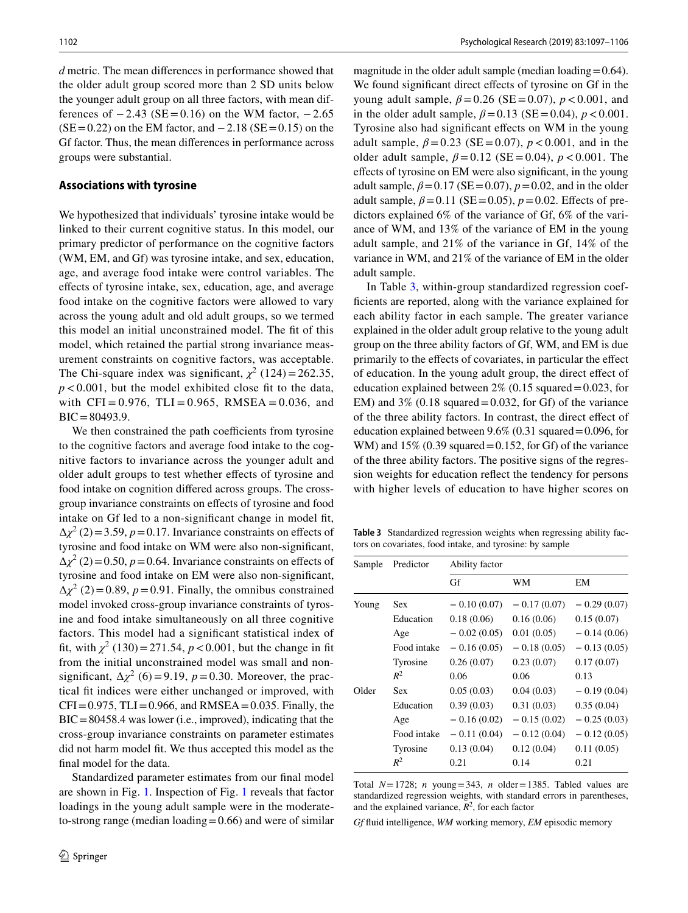*d* metric. The mean differences in performance showed that the older adult group scored more than 2 SD units below the younger adult group on all three factors, with mean differences of −2.43 (SE = 0.16) on the WM factor, −2.65 (SE = 0.22) on the EM factor, and −2.18 (SE = 0.15) on the Gf factor. Thus, the mean differences in performance across groups were substantial.

## Associations with tyrosine

We hypothesized that individuals' tyrosine intake would be linked to their current cognitive status. In this model, our primary predictor of performance on the cognitive factors (WM, EM, and Gf) was tyrosine intake, and sex, education, age, and average food intake were control variables. The effects of tyrosine intake, sex, education, age, and average food intake on the cognitive factors were allowed to vary across the young adult and old adult groups, so we termed this model an initial unconstrained model. The fit of this model, which retained the partial strong invariance measurement constraints on cognitive factors, was acceptable. The Chi-square index was significant, $\chi^2$ (124) = 262.35, $p < 0.001$, but the model exhibited close fit to the data, with CFI = 0.976, TLI = 0.965, RMSEA = 0.036, and BIC = 80493.9.

We then constrained the path coefficients from tyrosine to the cognitive factors and average food intake to the cognitive factors to invariance across the younger adult and older adult groups to test whether effects of tyrosine and food intake on cognition differed across groups. The cross-group invariance constraints on effects of tyrosine and food intake on Gf led to a non-significant change in model fit, $\Delta\chi^2$ (2) = 3.59, $p = 0.17$. Invariance constraints on effects of tyrosine and food intake on WM were also non-significant, $\Delta\chi^2$ (2) = 0.50, $p = 0.64$. Invariance constraints on effects of tyrosine and food intake on EM were also non-significant, $\Delta\chi^2$ (2) = 0.89, $p = 0.91$. Finally, the omnibus constrained model invoked cross-group invariance constraints of tyrosine and food intake simultaneously on all three cognitive factors. This model had a significant statistical index of fit, with $\chi^2$ (130) = 271.54, $p < 0.001$, but the change in fit from the initial unconstrained model was small and non-significant, $\Delta\chi^2$ (6) = 9.19, $p = 0.30$. Moreover, the practical fit indices were either unchanged or improved, with CFI = 0.975, TLI = 0.966, and RMSEA = 0.035. Finally, the BIC = 80458.4 was lower (i.e., improved), indicating that the cross-group invariance constraints on parameter estimates did not harm model fit. We thus accepted this model as the final model for the data.

Standardized parameter estimates from our final model are shown in Fig. 1. Inspection of Fig. 1 reveals that factor loadings in the young adult sample were in the moderate-to-strong range (median loading = 0.66) and were of similar magnitude in the older adult sample (median loading = 0.64). We found significant direct effects of tyrosine on Gf in the young adult sample, $\beta = 0.26$ (SE = 0.07), $p < 0.001$, and in the older adult sample, $\beta = 0.13$ (SE = 0.04), $p < 0.001$. Tyrosine also had significant effects on WM in the young adult sample, $\beta = 0.23$ (SE = 0.07), $p < 0.001$, and in the older adult sample, $\beta = 0.12$ (SE = 0.04), $p < 0.001$. The effects of tyrosine on EM were also significant, in the young adult sample, $\beta = 0.17$ (SE = 0.07), $p = 0.02$, and in the older adult sample, $\beta = 0.11$ (SE = 0.05), $p = 0.02$. Effects of predictors explained 6% of the variance of Gf, 6% of the variance of WM, and 13% of the variance of EM in the young adult sample, and 21% of the variance in Gf, 14% of the variance in WM, and 21% of the variance of EM in the older adult sample.

In Table 3, within-group standardized regression coefficients are reported, along with the variance explained for each ability factor in each sample. The greater variance explained in the older adult group relative to the young adult group on the three ability factors of Gf, WM, and EM is due primarily to the effects of covariates, in particular the effect of education. In the young adult group, the direct effect of education explained between 2% (0.15 squared = 0.023, for EM) and 3% (0.18 squared = 0.032, for Gf) of the variance of the three ability factors. In contrast, the direct effect of education explained between 9.6% (0.31 squared = 0.096, for WM) and 15% (0.39 squared = 0.152, for Gf) of the variance of the three ability factors. The positive signs of the regression weights for education reflect the tendency for persons with higher levels of education to have higher scores on

**Table 3** Standardized regression weights when regressing ability factors on covariates, food intake, and tyrosine: by sample

| Sample | Predictor | Ability factor | | |
|---|---|---|---|---|
| | | Gf | WM | EM |
| Young | Sex | −0.10 (0.07) | −0.17 (0.07) | −0.29 (0.07) |
| | Education | 0.18 (0.06) | 0.16 (0.06) | 0.15 (0.07) |
| | Age | −0.02 (0.05) | 0.01 (0.05) | −0.14 (0.06) |
| | Food intake | −0.16 (0.05) | −0.18 (0.05) | −0.13 (0.05) |
| | Tyrosine | 0.26 (0.07) | 0.23 (0.07) | 0.17 (0.07) |
| | $R^2$ | 0.06 | 0.06 | 0.13 |
| Older | Sex | 0.05 (0.03) | 0.04 (0.03) | −0.19 (0.04) |
| | Education | 0.39 (0.03) | 0.31 (0.03) | 0.35 (0.04) |
| | Age | −0.16 (0.02) | −0.15 (0.02) | −0.25 (0.03) |
| | Food intake | −0.11 (0.04) | −0.12 (0.04) | −0.12 (0.05) |
| | Tyrosine | 0.13 (0.04) | 0.12 (0.04) | 0.11 (0.05) |
| | $R^2$ | 0.21 | 0.14 | 0.21 |

Total $N = 1728$; $n$ young = 343, $n$ older = 1385. Tabled values are standardized regression weights, with standard errors in parentheses, and the explained variance, $R^2$, for each factor

*Gf* fluid intelligence, *WM* working memory, *EM* episodic memory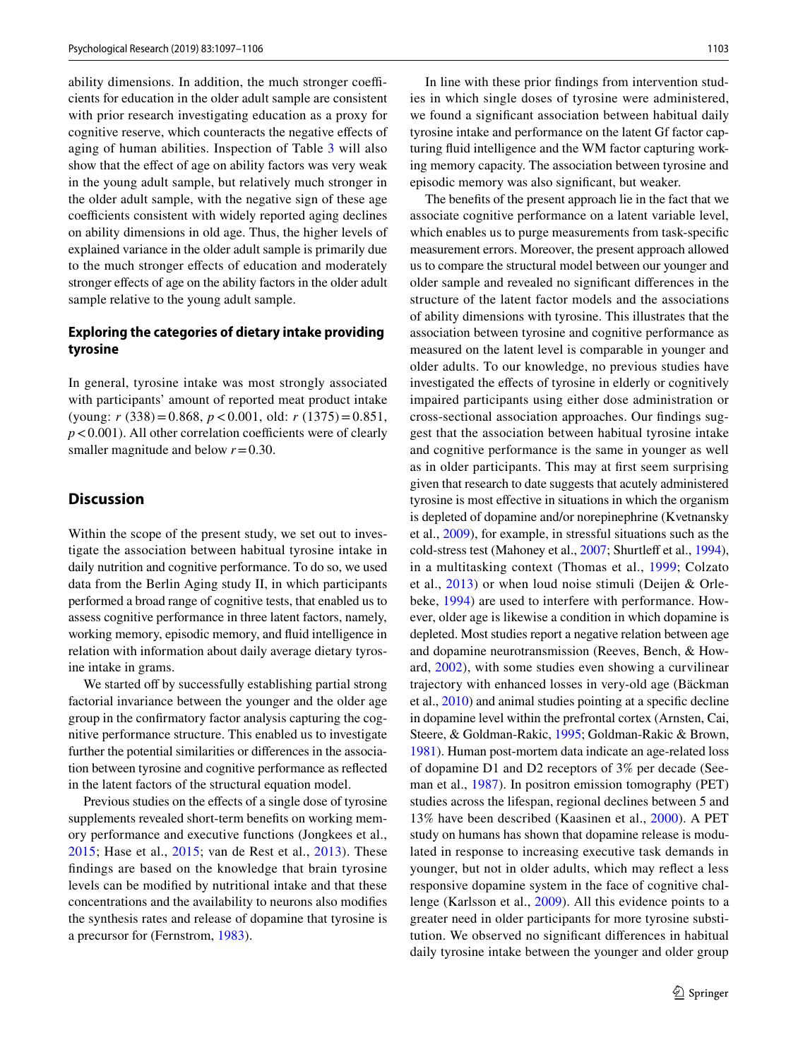ability dimensions. In addition, the much stronger coefficients for education in the older adult sample are consistent with prior research investigating education as a proxy for cognitive reserve, which counteracts the negative effects of aging of human abilities. Inspection of Table 3 will also show that the effect of age on ability factors was very weak in the young adult sample, but relatively much stronger in the older adult sample, with the negative sign of these age coefficients consistent with widely reported aging declines on ability dimensions in old age. Thus, the higher levels of explained variance in the older adult sample is primarily due to the much stronger effects of education and moderately stronger effects of age on the ability factors in the older adult sample relative to the young adult sample.

### Exploring the categories of dietary intake providing tyrosine

In general, tyrosine intake was most strongly associated with participants' amount of reported meat product intake (young: $r\ (338) = 0.868$, $p < 0.001$, old: $r\ (1375) = 0.851$, $p < 0.001$). All other correlation coefficients were of clearly smaller magnitude and below $r = 0.30$.

## Discussion

Within the scope of the present study, we set out to investigate the association between habitual tyrosine intake in daily nutrition and cognitive performance. To do so, we used data from the Berlin Aging study II, in which participants performed a broad range of cognitive tests, that enabled us to assess cognitive performance in three latent factors, namely, working memory, episodic memory, and fluid intelligence in relation with information about daily average dietary tyrosine intake in grams.

We started off by successfully establishing partial strong factorial invariance between the younger and the older age group in the confirmatory factor analysis capturing the cognitive performance structure. This enabled us to investigate further the potential similarities or differences in the association between tyrosine and cognitive performance as reflected in the latent factors of the structural equation model.

Previous studies on the effects of a single dose of tyrosine supplements revealed short-term benefits on working memory performance and executive functions (Jongkees et al., 2015; Hase et al., 2015; van de Rest et al., 2013). These findings are based on the knowledge that brain tyrosine levels can be modified by nutritional intake and that these concentrations and the availability to neurons also modifies the synthesis rates and release of dopamine that tyrosine is a precursor for (Fernstrom, 1983).

In line with these prior findings from intervention studies in which single doses of tyrosine were administered, we found a significant association between habitual daily tyrosine intake and performance on the latent Gf factor capturing fluid intelligence and the WM factor capturing working memory capacity. The association between tyrosine and episodic memory was also significant, but weaker.

The benefits of the present approach lie in the fact that we associate cognitive performance on a latent variable level, which enables us to purge measurements from task-specific measurement errors. Moreover, the present approach allowed us to compare the structural model between our younger and older sample and revealed no significant differences in the structure of the latent factor models and the associations of ability dimensions with tyrosine. This illustrates that the association between tyrosine and cognitive performance as measured on the latent level is comparable in younger and older adults. To our knowledge, no previous studies have investigated the effects of tyrosine in elderly or cognitively impaired participants using either dose administration or cross-sectional association approaches. Our findings suggest that the association between habitual tyrosine intake and cognitive performance is the same in younger as well as in older participants. This may at first seem surprising given that research to date suggests that acutely administered tyrosine is most effective in situations in which the organism is depleted of dopamine and/or norepinephrine (Kvetnansky et al., 2009), for example, in stressful situations such as the cold-stress test (Mahoney et al., 2007; Shurtleff et al., 1994), in a multitasking context (Thomas et al., 1999; Colzato et al., 2013) or when loud noise stimuli (Deijen & Orlebeke, 1994) are used to interfere with performance. However, older age is likewise a condition in which dopamine is depleted. Most studies report a negative relation between age and dopamine neurotransmission (Reeves, Bench, & Howard, 2002), with some studies even showing a curvilinear trajectory with enhanced losses in very-old age (Bäckman et al., 2010) and animal studies pointing at a specific decline in dopamine level within the prefrontal cortex (Arnsten, Cai, Steere, & Goldman-Rakic, 1995; Goldman-Rakic & Brown, 1981). Human post-mortem data indicate an age-related loss of dopamine D1 and D2 receptors of 3% per decade (Seeman et al., 1987). In positron emission tomography (PET) studies across the lifespan, regional declines between 5 and 13% have been described (Kaasinen et al., 2000). A PET study on humans has shown that dopamine release is modulated in response to increasing executive task demands in younger, but not in older adults, which may reflect a less responsive dopamine system in the face of cognitive challenge (Karlsson et al., 2009). All this evidence points to a greater need in older participants for more tyrosine substitution. We observed no significant differences in habitual daily tyrosine intake between the younger and older group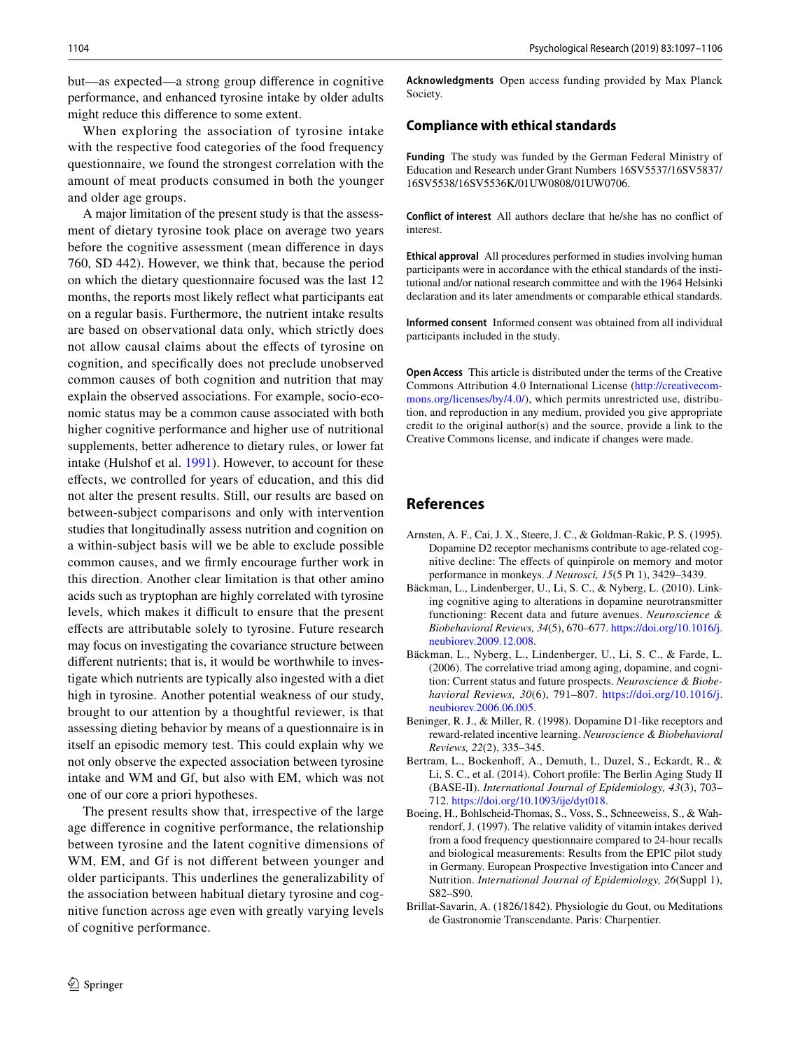but—as expected—a strong group difference in cognitive performance, and enhanced tyrosine intake by older adults might reduce this difference to some extent.

When exploring the association of tyrosine intake with the respective food categories of the food frequency questionnaire, we found the strongest correlation with the amount of meat products consumed in both the younger and older age groups.

A major limitation of the present study is that the assessment of dietary tyrosine took place on average two years before the cognitive assessment (mean difference in days 760, SD 442). However, we think that, because the period on which the dietary questionnaire focused was the last 12 months, the reports most likely reflect what participants eat on a regular basis. Furthermore, the nutrient intake results are based on observational data only, which strictly does not allow causal claims about the effects of tyrosine on cognition, and specifically does not preclude unobserved common causes of both cognition and nutrition that may explain the observed associations. For example, socio-economic status may be a common cause associated with both higher cognitive performance and higher use of nutritional supplements, better adherence to dietary rules, or lower fat intake (Hulshof et al. 1991). However, to account for these effects, we controlled for years of education, and this did not alter the present results. Still, our results are based on between-subject comparisons and only with intervention studies that longitudinally assess nutrition and cognition on a within-subject basis will we be able to exclude possible common causes, and we firmly encourage further work in this direction. Another clear limitation is that other amino acids such as tryptophan are highly correlated with tyrosine levels, which makes it difficult to ensure that the present effects are attributable solely to tyrosine. Future research may focus on investigating the covariance structure between different nutrients; that is, it would be worthwhile to investigate which nutrients are typically also ingested with a diet high in tyrosine. Another potential weakness of our study, brought to our attention by a thoughtful reviewer, is that assessing dieting behavior by means of a questionnaire is in itself an episodic memory test. This could explain why we not only observe the expected association between tyrosine intake and WM and Gf, but also with EM, which was not one of our core a priori hypotheses.

The present results show that, irrespective of the large age difference in cognitive performance, the relationship between tyrosine and the latent cognitive dimensions of WM, EM, and Gf is not different between younger and older participants. This underlines the generalizability of the association between habitual dietary tyrosine and cognitive function across age even with greatly varying levels of cognitive performance.

**Acknowledgments** Open access funding provided by Max Planck Society.

## Compliance with ethical standards

**Funding** The study was funded by the German Federal Ministry of Education and Research under Grant Numbers 16SV5537/16SV5837/16SV5538/16SV5536K/01UW0808/01UW0706.

**Conflict of interest** All authors declare that he/she has no conflict of interest.

**Ethical approval** All procedures performed in studies involving human participants were in accordance with the ethical standards of the institutional and/or national research committee and with the 1964 Helsinki declaration and its later amendments or comparable ethical standards.

**Informed consent** Informed consent was obtained from all individual participants included in the study.

**Open Access** This article is distributed under the terms of the Creative Commons Attribution 4.0 International License (http://creativecommons.org/licenses/by/4.0/), which permits unrestricted use, distribution, and reproduction in any medium, provided you give appropriate credit to the original author(s) and the source, provide a link to the Creative Commons license, and indicate if changes were made.

## References

Arnsten, A. F., Cai, J. X., Steere, J. C., & Goldman-Rakic, P. S. (1995). Dopamine D2 receptor mechanisms contribute to age-related cognitive decline: The effects of quinpirole on memory and motor performance in monkeys. *J Neurosci, 15*(5 Pt 1), 3429–3439.

Bäckman, L., Lindenberger, U., Li, S. C., & Nyberg, L. (2010). Linking cognitive aging to alterations in dopamine neurotransmitter functioning: Recent data and future avenues. *Neuroscience & Biobehavioral Reviews, 34*(5), 670–677. https://doi.org/10.1016/j.neubiorev.2009.12.008.

Bäckman, L., Nyberg, L., Lindenberger, U., Li, S. C., & Farde, L. (2006). The correlative triad among aging, dopamine, and cognition: Current status and future prospects. *Neuroscience & Biobehavioral Reviews, 30*(6), 791–807. https://doi.org/10.1016/j.neubiorev.2006.06.005.

Beninger, R. J., & Miller, R. (1998). Dopamine D1-like receptors and reward-related incentive learning. *Neuroscience & Biobehavioral Reviews, 22*(2), 335–345.

Bertram, L., Bockenhoff, A., Demuth, I., Duzel, S., Eckardt, R., & Li, S. C., et al. (2014). Cohort profile: The Berlin Aging Study II (BASE-II). *International Journal of Epidemiology, 43*(3), 703–712. https://doi.org/10.1093/ije/dyt018.

Boeing, H., Bohlscheid-Thomas, S., Voss, S., Schneeweiss, S., & Wahrendorf, J. (1997). The relative validity of vitamin intakes derived from a food frequency questionnaire compared to 24-hour recalls and biological measurements: Results from the EPIC pilot study in Germany. European Prospective Investigation into Cancer and Nutrition. *International Journal of Epidemiology, 26*(Suppl 1), S82–S90.

Brillat-Savarin, A. (1826/1842). Physiologie du Gout, ou Meditations de Gastronomie Transcendante. Paris: Charpentier.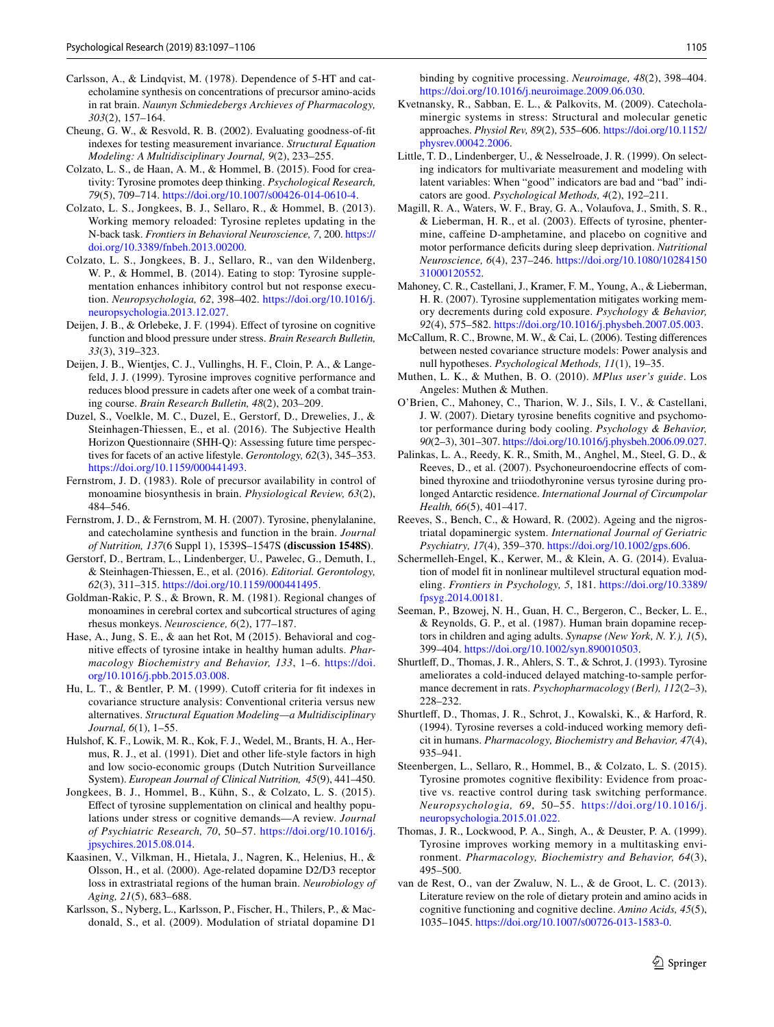Carlsson, A., & Lindqvist, M. (1978). Dependence of 5-HT and catecholamine synthesis on concentrations of precursor amino-acids in rat brain. *Naunyn Schmiedebergs Archieves of Pharmacology, 303*(2), 157–164.

Cheung, G. W., & Resvold, R. B. (2002). Evaluating goodness-of-fit indexes for testing measurement invariance. *Structural Equation Modeling: A Multidisciplinary Journal, 9*(2), 233–255.

Colzato, L. S., de Haan, A. M., & Hommel, B. (2015). Food for creativity: Tyrosine promotes deep thinking. *Psychological Research, 79*(5), 709–714. https://doi.org/10.1007/s00426-014-0610-4.

Colzato, L. S., Jongkees, B. J., Sellaro, R., & Hommel, B. (2013). Working memory reloaded: Tyrosine repletes updating in the N-back task. *Frontiers in Behavioral Neuroscience, 7*, 200. https://doi.org/10.3389/fnbeh.2013.00200.

Colzato, L. S., Jongkees, B. J., Sellaro, R., van den Wildenberg, W. P., & Hommel, B. (2014). Eating to stop: Tyrosine supplementation enhances inhibitory control but not response execution. *Neuropsychologia, 62*, 398–402. https://doi.org/10.1016/j.neuropsychologia.2013.12.027.

Deijen, J. B., & Orlebeke, J. F. (1994). Effect of tyrosine on cognitive function and blood pressure under stress. *Brain Research Bulletin, 33*(3), 319–323.

Deijen, J. B., Wientjes, C. J., Vullinghs, H. F., Cloin, P. A., & Langefeld, J. J. (1999). Tyrosine improves cognitive performance and reduces blood pressure in cadets after one week of a combat training course. *Brain Research Bulletin, 48*(2), 203–209.

Duzel, S., Voelkle, M. C., Duzel, E., Gerstorf, D., Drewelies, J., & Steinhagen-Thiessen, E., et al. (2016). The Subjective Health Horizon Questionnaire (SHH-Q): Assessing future time perspectives for facets of an active lifestyle. *Gerontology, 62*(3), 345–353. https://doi.org/10.1159/000441493.

Fernstrom, J. D. (1983). Role of precursor availability in control of monoamine biosynthesis in brain. *Physiological Review, 63*(2), 484–546.

Fernstrom, J. D., & Fernstrom, M. H. (2007). Tyrosine, phenylalanine, and catecholamine synthesis and function in the brain. *Journal of Nutrition, 137*(6 Suppl 1), 1539S–1547S **(discussion 1548S)**.

Gerstorf, D., Bertram, L., Lindenberger, U., Pawelec, G., Demuth, I., & Steinhagen-Thiessen, E., et al. (2016). *Editorial. Gerontology, 62*(3), 311–315. https://doi.org/10.1159/000441495.

Goldman-Rakic, P. S., & Brown, R. M. (1981). Regional changes of monoamines in cerebral cortex and subcortical structures of aging rhesus monkeys. *Neuroscience, 6*(2), 177–187.

Hase, A., Jung, S. E., & aan het Rot, M (2015). Behavioral and cognitive effects of tyrosine intake in healthy human adults. *Pharmacology Biochemistry and Behavior, 133*, 1–6. https://doi.org/10.1016/j.pbb.2015.03.008.

Hu, L. T., & Bentler, P. M. (1999). Cutoff criteria for fit indexes in covariance structure analysis: Conventional criteria versus new alternatives. *Structural Equation Modeling—a Multidisciplinary Journal, 6*(1), 1–55.

Hulshof, K. F., Lowik, M. R., Kok, F. J., Wedel, M., Brants, H. A., Hermus, R. J., et al. (1991). Diet and other life-style factors in high and low socio-economic groups (Dutch Nutrition Surveillance System). *European Journal of Clinical Nutrition, 45*(9), 441–450.

Jongkees, B. J., Hommel, B., Kühn, S., & Colzato, L. S. (2015). Effect of tyrosine supplementation on clinical and healthy populations under stress or cognitive demands—A review. *Journal of Psychiatric Research, 70*, 50–57. https://doi.org/10.1016/j.jpsychires.2015.08.014.

Kaasinen, V., Vilkman, H., Hietala, J., Nagren, K., Helenius, H., & Olsson, H., et al. (2000). Age-related dopamine D2/D3 receptor loss in extrastriatal regions of the human brain. *Neurobiology of Aging, 21*(5), 683–688.

Karlsson, S., Nyberg, L., Karlsson, P., Fischer, H., Thilers, P., & Macdonald, S., et al. (2009). Modulation of striatal dopamine D1 binding by cognitive processing. *Neuroimage, 48*(2), 398–404. https://doi.org/10.1016/j.neuroimage.2009.06.030.

Kvetnansky, R., Sabban, E. L., & Palkovits, M. (2009). Catecholaminergic systems in stress: Structural and molecular genetic approaches. *Physiol Rev, 89*(2), 535–606. https://doi.org/10.1152/physrev.00042.2006.

Little, T. D., Lindenberger, U., & Nesselroade, J. R. (1999). On selecting indicators for multivariate measurement and modeling with latent variables: When "good" indicators are bad and "bad" indicators are good. *Psychological Methods, 4*(2), 192–211.

Magill, R. A., Waters, W. F., Bray, G. A., Volaufova, J., Smith, S. R., & Lieberman, H. R., et al. (2003). Effects of tyrosine, phentermine, caffeine D-amphetamine, and placebo on cognitive and motor performance deficits during sleep deprivation. *Nutritional Neuroscience, 6*(4), 237–246. https://doi.org/10.1080/1028415031000120552.

Mahoney, C. R., Castellani, J., Kramer, F. M., Young, A., & Lieberman, H. R. (2007). Tyrosine supplementation mitigates working memory decrements during cold exposure. *Psychology & Behavior, 92*(4), 575–582. https://doi.org/10.1016/j.physbeh.2007.05.003.

McCallum, R. C., Browne, M. W., & Cai, L. (2006). Testing differences between nested covariance structure models: Power analysis and null hypotheses. *Psychological Methods, 11*(1), 19–35.

Muthen, L. K., & Muthen, B. O. (2010). *MPlus user's guide*. Los Angeles: Muthen & Muthen.

O'Brien, C., Mahoney, C., Tharion, W. J., Sils, I. V., & Castellani, J. W. (2007). Dietary tyrosine benefits cognitive and psychomotor performance during body cooling. *Psychology & Behavior, 90*(2–3), 301–307. https://doi.org/10.1016/j.physbeh.2006.09.027.

Palinkas, L. A., Reedy, K. R., Smith, M., Anghel, M., Steel, G. D., & Reeves, D., et al. (2007). Psychoneuroendocrine effects of combined thyroxine and triiodothyronine versus tyrosine during prolonged Antarctic residence. *International Journal of Circumpolar Health, 66*(5), 401–417.

Reeves, S., Bench, C., & Howard, R. (2002). Ageing and the nigrostriatal dopaminergic system. *International Journal of Geriatric Psychiatry, 17*(4), 359–370. https://doi.org/10.1002/gps.606.

Schermelleh-Engel, K., Kerwer, M., & Klein, A. G. (2014). Evaluation of model fit in nonlinear multilevel structural equation modeling. *Frontiers in Psychology, 5*, 181. https://doi.org/10.3389/fpsyg.2014.00181.

Seeman, P., Bzowej, N. H., Guan, H. C., Bergeron, C., Becker, L. E., & Reynolds, G. P., et al. (1987). Human brain dopamine receptors in children and aging adults. *Synapse (New York, N. Y.), 1*(5), 399–404. https://doi.org/10.1002/syn.890010503.

Shurtleff, D., Thomas, J. R., Ahlers, S. T., & Schrot, J. (1993). Tyrosine ameliorates a cold-induced delayed matching-to-sample performance decrement in rats. *Psychopharmacology (Berl), 112*(2–3), 228–232.

Shurtleff, D., Thomas, J. R., Schrot, J., Kowalski, K., & Harford, R. (1994). Tyrosine reverses a cold-induced working memory deficit in humans. *Pharmacology, Biochemistry and Behavior, 47*(4), 935–941.

Steenbergen, L., Sellaro, R., Hommel, B., & Colzato, L. S. (2015). Tyrosine promotes cognitive flexibility: Evidence from proactive vs. reactive control during task switching performance. *Neuropsychologia, 69*, 50–55. https://doi.org/10.1016/j.neuropsychologia.2015.01.022.

Thomas, J. R., Lockwood, P. A., Singh, A., & Deuster, P. A. (1999). Tyrosine improves working memory in a multitasking environment. *Pharmacology, Biochemistry and Behavior, 64*(3), 495–500.

van de Rest, O., van der Zwaluw, N. L., & de Groot, L. C. (2013). Literature review on the role of dietary protein and amino acids in cognitive functioning and cognitive decline. *Amino Acids, 45*(5), 1035–1045. https://doi.org/10.1007/s00726-013-1583-0.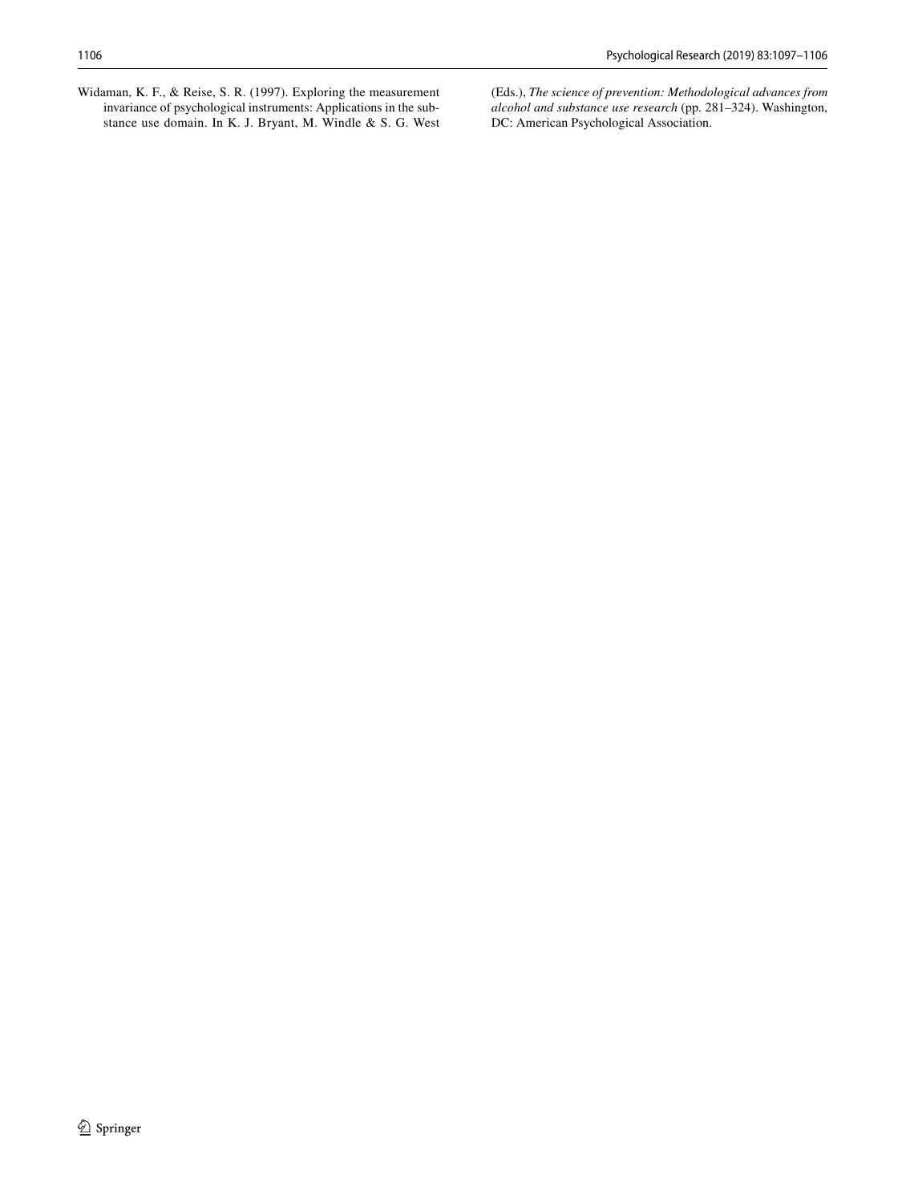Widaman, K. F., & Reise, S. R. (1997). Exploring the measurement invariance of psychological instruments: Applications in the substance use domain. In K. J. Bryant, M. Windle & S. G. West (Eds.), *The science of prevention: Methodological advances from alcohol and substance use research* (pp. 281–324). Washington, DC: American Psychological Association.